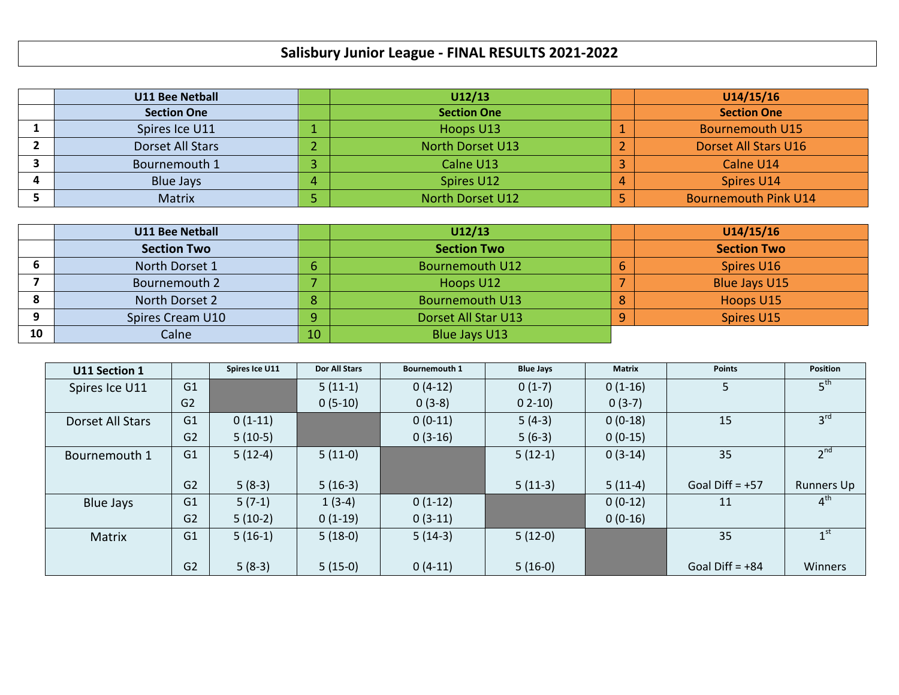# Salisbury Junior League - FINAL RESULTS 2021-2022

| | U11 Bee Netball | | U12/13 | | U14/15/16 |
|---|---|---|---|---|---|
| | **Section One** | | **Section One** | | **Section One** |
| 1 | Spires Ice U11 | 1 | Hoops U13 | 1 | Bournemouth U15 |
| 2 | Dorset All Stars | 2 | North Dorset U13 | 2 | Dorset All Stars U16 |
| 3 | Bournemouth 1 | 3 | Calne U13 | 3 | Calne U14 |
| 4 | Blue Jays | 4 | Spires U12 | 4 | Spires U14 |
| 5 | Matrix | 5 | North Dorset U12 | 5 | Bournemouth Pink U14 |

| | U11 Bee Netball | | U12/13 | | U14/15/16 |
|---|---|---|---|---|---|
| | **Section Two** | | **Section Two** | | **Section Two** |
| 6 | North Dorset 1 | 6 | Bournemouth U12 | 6 | Spires U16 |
| 7 | Bournemouth 2 | 7 | Hoops U12 | 7 | Blue Jays U15 |
| 8 | North Dorset 2 | 8 | Bournemouth U13 | 8 | Hoops U15 |
| 9 | Spires Cream U10 | 9 | Dorset All Star U13 | 9 | Spires U15 |
| 10 | Calne | 10 | Blue Jays U13 | | |

| U11 Section 1 | | Spires Ice U11 | Dor All Stars | Bournemouth 1 | Blue Jays | Matrix | Points | Position |
|---|---|---|---|---|---|---|---|---|
| Spires Ice U11 | G1 | | 5 (11-1) | 0 (4-12) | 0 (1-7) | 0 (1-16) | 5 | 5th |
| | G2 | | 0 (5-10) | 0 (3-8) | 0 2-10) | 0 (3-7) | | |
| Dorset All Stars | G1 | 0 (1-11) | | 0 (0-11) | 5 (4-3) | 0 (0-18) | 15 | 3rd |
| | G2 | 5 (10-5) | | 0 (3-16) | 5 (6-3) | 0 (0-15) | | |
| Bournemouth 1 | G1 | 5 (12-4) | 5 (11-0) | | 5 (12-1) | 0 (3-14) | 35 | 2nd |
| | G2 | 5 (8-3) | 5 (16-3) | | 5 (11-3) | 5 (11-4) | Goal Diff = +57 | Runners Up |
| Blue Jays | G1 | 5 (7-1) | 1 (3-4) | 0 (1-12) | | 0 (0-12) | 11 | 4th |
| | G2 | 5 (10-2) | 0 (1-19) | 0 (3-11) | | 0 (0-16) | | |
| Matrix | G1 | 5 (16-1) | 5 (18-0) | 5 (14-3) | 5 (12-0) | | 35 | 1st |
| | G2 | 5 (8-3) | 5 (15-0) | 0 (4-11) | 5 (16-0) | | Goal Diff = +84 | Winners |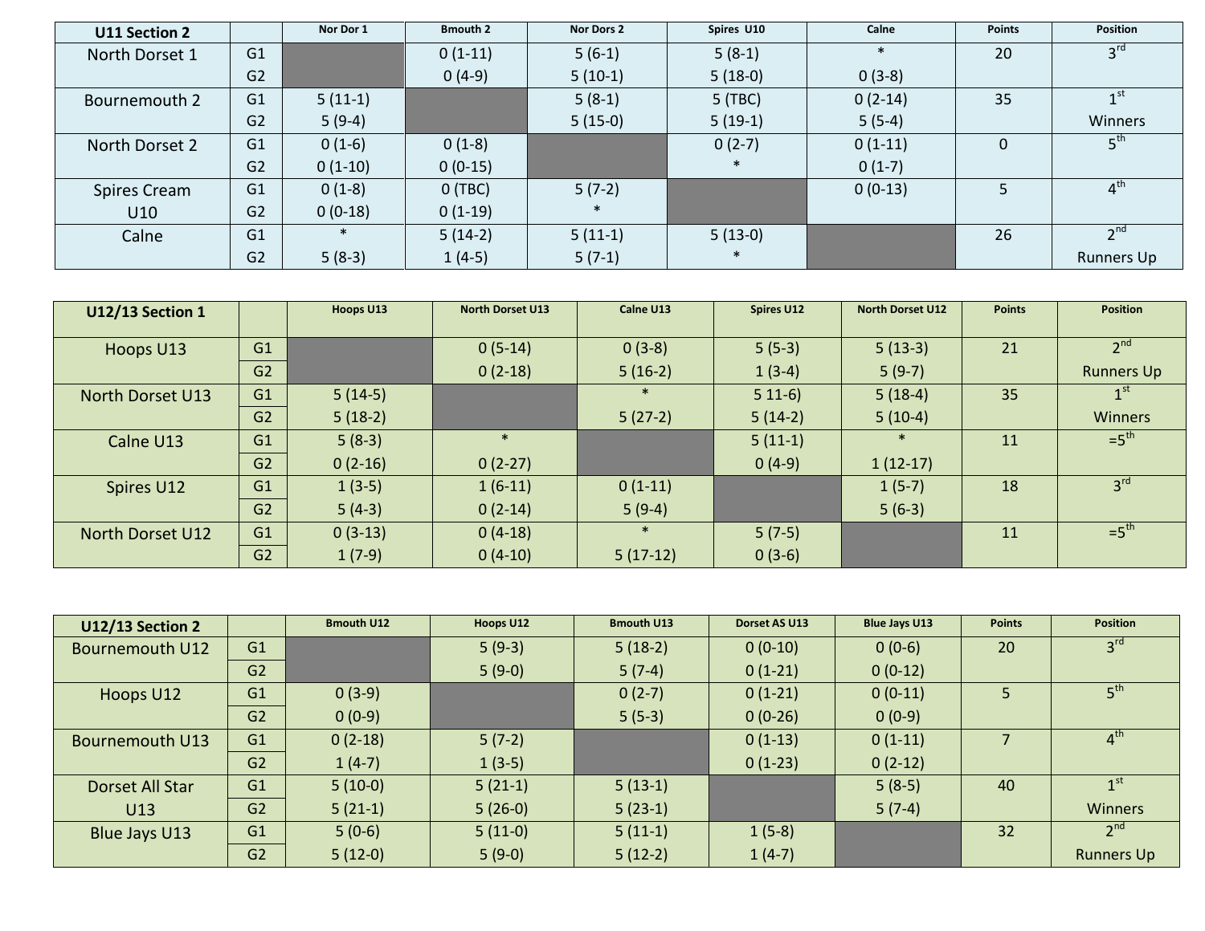| U11 Section 2 | | Nor Dor 1 | Bmouth 2 | Nor Dors 2 | Spires U10 | Calne | Points | Position |
|---|---|---|---|---|---|---|---|---|
| North Dorset 1 | G1 | | 0 (1-11) | 5 (6-1) | 5 (8-1) | * | 20 | 3rd |
| | G2 | | 0 (4-9) | 5 (10-1) | 5 (18-0) | 0 (3-8) | | |
| Bournemouth 2 | G1 | 5 (11-1) | | 5 (8-1) | 5 (TBC) | 0 (2-14) | 35 | 1st |
| | G2 | 5 (9-4) | | 5 (15-0) | 5 (19-1) | 5 (5-4) | | Winners |
| North Dorset 2 | G1 | 0 (1-6) | 0 (1-8) | | 0 (2-7) | 0 (1-11) | 0 | 5th |
| | G2 | 0 (1-10) | 0 (0-15) | | * | 0 (1-7) | | |
| Spires Cream U10 | G1 | 0 (1-8) | 0 (TBC) | 5 (7-2) | | 0 (0-13) | 5 | 4th |
| | G2 | 0 (0-18) | 0 (1-19) | * | | | | |
| Calne | G1 | * | 5 (14-2) | 5 (11-1) | 5 (13-0) | | 26 | 2nd |
| | G2 | 5 (8-3) | 1 (4-5) | 5 (7-1) | * | | | Runners Up |

| U12/13 Section 1 | | Hoops U13 | North Dorset U13 | Calne U13 | Spires U12 | North Dorset U12 | Points | Position |
|---|---|---|---|---|---|---|---|---|
| Hoops U13 | G1 | | 0 (5-14) | 0 (3-8) | 5 (5-3) | 5 (13-3) | 21 | 2nd |
| | G2 | | 0 (2-18) | 5 (16-2) | 1 (3-4) | 5 (9-7) | | Runners Up |
| North Dorset U13 | G1 | 5 (14-5) | | * | 5 11-6) | 5 (18-4) | 35 | 1st |
| | G2 | 5 (18-2) | | 5 (27-2) | 5 (14-2) | 5 (10-4) | | Winners |
| Calne U13 | G1 | 5 (8-3) | * | | 5 (11-1) | * | 11 | =5th |
| | G2 | 0 (2-16) | 0 (2-27) | | 0 (4-9) | 1 (12-17) | | |
| Spires U12 | G1 | 1 (3-5) | 1 (6-11) | 0 (1-11) | | 1 (5-7) | 18 | 3rd |
| | G2 | 5 (4-3) | 0 (2-14) | 5 (9-4) | | 5 (6-3) | | |
| North Dorset U12 | G1 | 0 (3-13) | 0 (4-18) | * | 5 (7-5) | | 11 | =5th |
| | G2 | 1 (7-9) | 0 (4-10) | 5 (17-12) | 0 (3-6) | | | |

| U12/13 Section 2 | | Bmouth U12 | Hoops U12 | Bmouth U13 | Dorset AS U13 | Blue Jays U13 | Points | Position |
|---|---|---|---|---|---|---|---|---|
| Bournemouth U12 | G1 | | 5 (9-3) | 5 (18-2) | 0 (0-10) | 0 (0-6) | 20 | 3rd |
| | G2 | | 5 (9-0) | 5 (7-4) | 0 (1-21) | 0 (0-12) | | |
| Hoops U12 | G1 | 0 (3-9) | | 0 (2-7) | 0 (1-21) | 0 (0-11) | 5 | 5th |
| | G2 | 0 (0-9) | | 5 (5-3) | 0 (0-26) | 0 (0-9) | | |
| Bournemouth U13 | G1 | 0 (2-18) | 5 (7-2) | | 0 (1-13) | 0 (1-11) | 7 | 4th |
| | G2 | 1 (4-7) | 1 (3-5) | | 0 (1-23) | 0 (2-12) | | |
| Dorset All Star U13 | G1 | 5 (10-0) | 5 (21-1) | 5 (13-1) | | 5 (8-5) | 40 | 1st |
| | G2 | 5 (21-1) | 5 (26-0) | 5 (23-1) | | 5 (7-4) | | Winners |
| Blue Jays U13 | G1 | 5 (0-6) | 5 (11-0) | 5 (11-1) | 1 (5-8) | | 32 | 2nd |
| | G2 | 5 (12-0) | 5 (9-0) | 5 (12-2) | 1 (4-7) | | | Runners Up |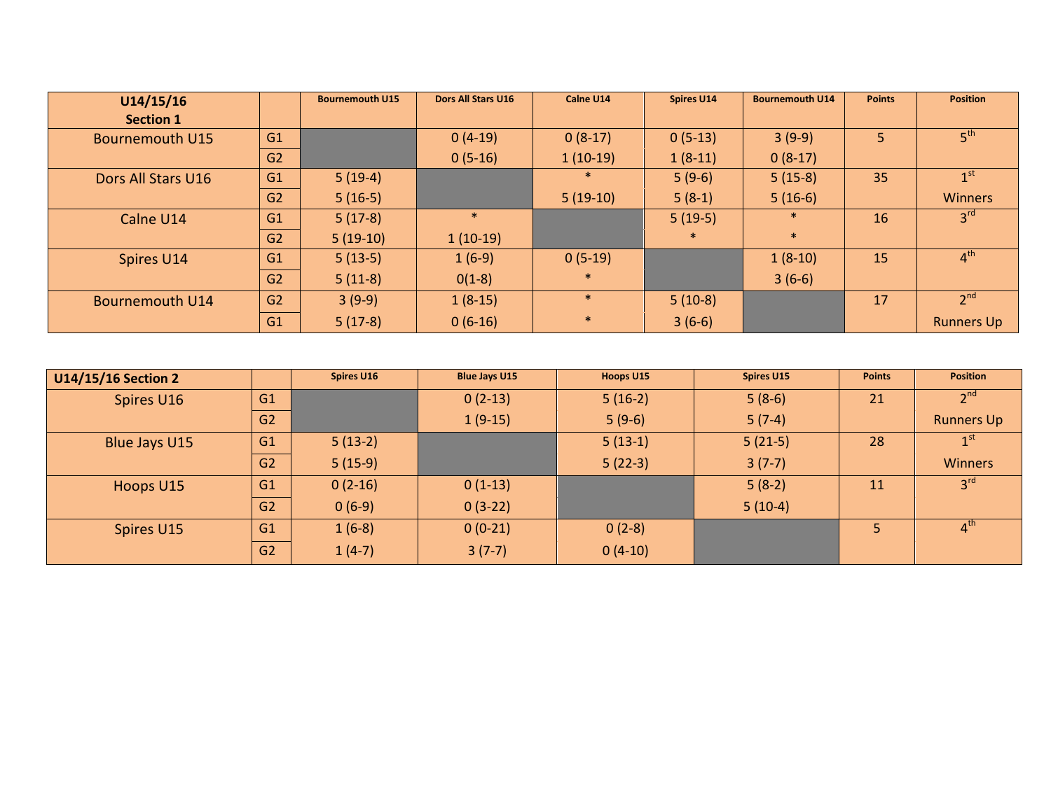| U14/15/16 Section 1 | | Bournemouth U15 | Dors All Stars U16 | Calne U14 | Spires U14 | Bournemouth U14 | Points | Position |
|---|---|---|---|---|---|---|---|---|
| Bournemouth U15 | G1 | | 0 (4-19) | 0 (8-17) | 0 (5-13) | 3 (9-9) | 5 | 5th |
| | G2 | | 0 (5-16) | 1 (10-19) | 1 (8-11) | 0 (8-17) | | |
| Dors All Stars U16 | G1 | 5 (19-4) | | * | 5 (9-6) | 5 (15-8) | 35 | 1st |
| | G2 | 5 (16-5) | | 5 (19-10) | 5 (8-1) | 5 (16-6) | | Winners |
| Calne U14 | G1 | 5 (17-8) | * | | 5 (19-5) | * | 16 | 3rd |
| | G2 | 5 (19-10) | 1 (10-19) | | * | * | | |
| Spires U14 | G1 | 5 (13-5) | 1 (6-9) | 0 (5-19) | | 1 (8-10) | 15 | 4th |
| | G2 | 5 (11-8) | 0(1-8) | * | | 3 (6-6) | | |
| Bournemouth U14 | G2 | 3 (9-9) | 1 (8-15) | * | 5 (10-8) | | 17 | 2nd |
| | G1 | 5 (17-8) | 0 (6-16) | * | 3 (6-6) | | | Runners Up |

| U14/15/16 Section 2 | | Spires U16 | Blue Jays U15 | Hoops U15 | Spires U15 | Points | Position |
|---|---|---|---|---|---|---|---|
| Spires U16 | G1 | | 0 (2-13) | 5 (16-2) | 5 (8-6) | 21 | 2nd |
| | G2 | | 1 (9-15) | 5 (9-6) | 5 (7-4) | | Runners Up |
| Blue Jays U15 | G1 | 5 (13-2) | | 5 (13-1) | 5 (21-5) | 28 | 1st |
| | G2 | 5 (15-9) | | 5 (22-3) | 3 (7-7) | | Winners |
| Hoops U15 | G1 | 0 (2-16) | 0 (1-13) | | 5 (8-2) | 11 | 3rd |
| | G2 | 0 (6-9) | 0 (3-22) | | 5 (10-4) | | |
| Spires U15 | G1 | 1 (6-8) | 0 (0-21) | 0 (2-8) | | 5 | 4th |
| | G2 | 1 (4-7) | 3 (7-7) | 0 (4-10) | | | |